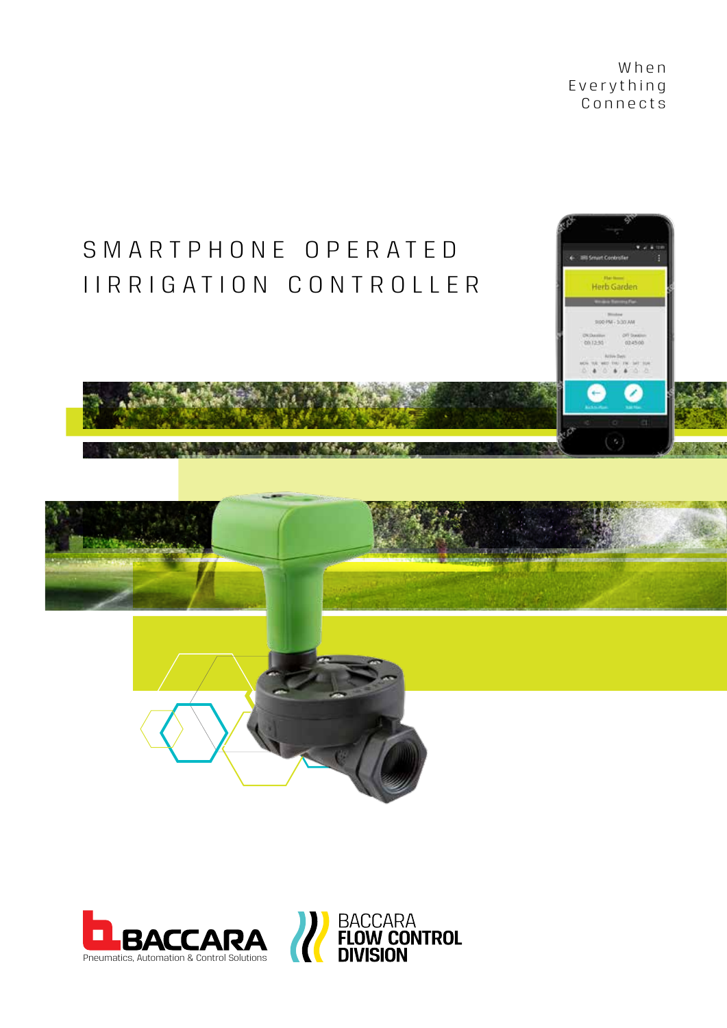When
Everything
Connects

# SMARTPHONE OPERATED IIRRIGATION CONTROLLER

BACCARA
Pneumatics, Automation & Control Solutions

BACCARA
FLOW CONTROL
DIVISION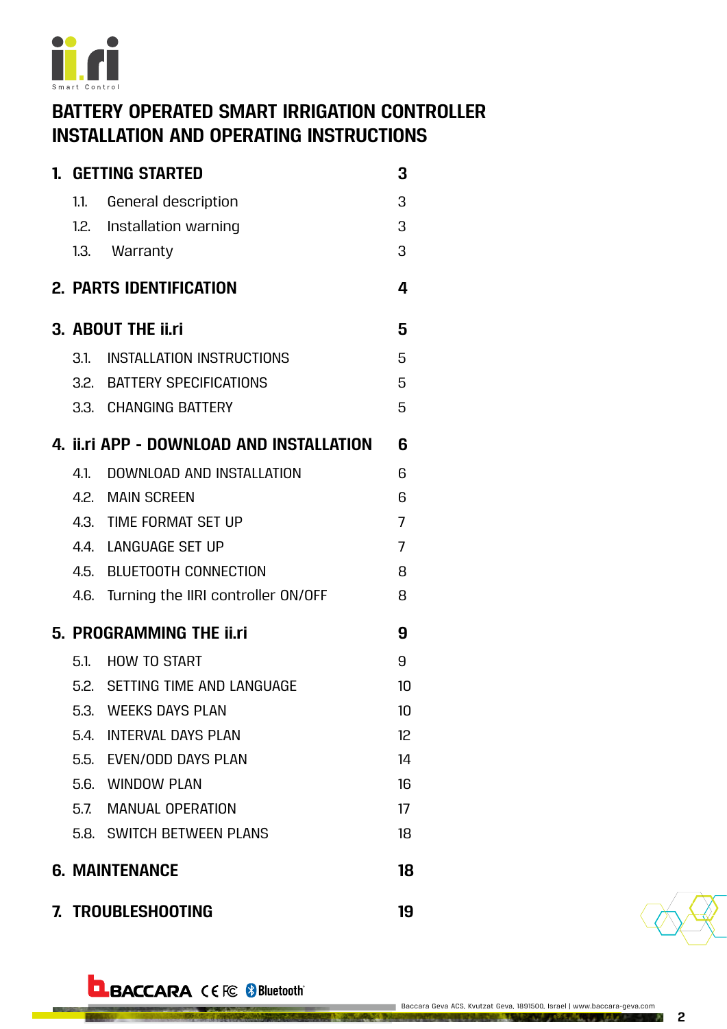ii.ri Smart Control

# BATTERY OPERATED SMART IRRIGATION CONTROLLER INSTALLATION AND OPERATING INSTRUCTIONS

| | |
|---|---|
| **1. GETTING STARTED** | **3** |
| 1.1. General description | 3 |
| 1.2. Installation warning | 3 |
| 1.3. Warranty | 3 |
| **2. PARTS IDENTIFICATION** | **4** |
| **3. ABOUT THE ii.ri** | **5** |
| 3.1. INSTALLATION INSTRUCTIONS | 5 |
| 3.2. BATTERY SPECIFICATIONS | 5 |
| 3.3. CHANGING BATTERY | 5 |
| **4. ii.ri APP - DOWNLOAD AND INSTALLATION** | **6** |
| 4.1. DOWNLOAD AND INSTALLATION | 6 |
| 4.2. MAIN SCREEN | 6 |
| 4.3. TIME FORMAT SET UP | 7 |
| 4.4. LANGUAGE SET UP | 7 |
| 4.5. BLUETOOTH CONNECTION | 8 |
| 4.6. Turning the IIRI controller ON/OFF | 8 |
| **5. PROGRAMMING THE ii.ri** | **9** |
| 5.1. HOW TO START | 9 |
| 5.2. SETTING TIME AND LANGUAGE | 10 |
| 5.3. WEEKS DAYS PLAN | 10 |
| 5.4. INTERVAL DAYS PLAN | 12 |
| 5.5. EVEN/ODD DAYS PLAN | 14 |
| 5.6. WINDOW PLAN | 16 |
| 5.7. MANUAL OPERATION | 17 |
| 5.8. SWITCH BETWEEN PLANS | 18 |
| **6. MAINTENANCE** | **18** |
| **7. TROUBLESHOOTING** | **19** |

BACCARA CE FC Bluetooth

Baccara Geva ACS, Kvutzat Geva, 1891500, Israel | www.baccara-geva.com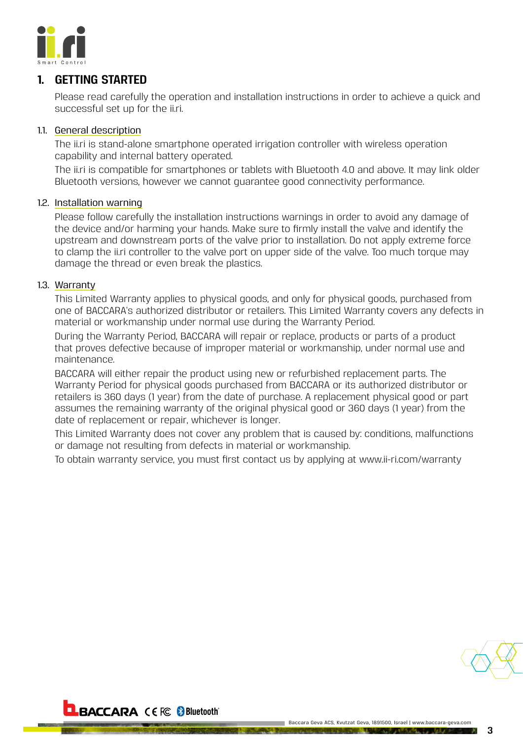## 1. GETTING STARTED

Please read carefully the operation and installation instructions in order to achieve a quick and successful set up for the ii.ri.

### 1.1. General description

The ii.ri is stand-alone smartphone operated irrigation controller with wireless operation capability and internal battery operated.

The ii.ri is compatible for smartphones or tablets with Bluetooth 4.0 and above. It may link older Bluetooth versions, however we cannot guarantee good connectivity performance.

### 1.2. Installation warning

Please follow carefully the installation instructions warnings in order to avoid any damage of the device and/or harming your hands. Make sure to firmly install the valve and identify the upstream and downstream ports of the valve prior to installation. Do not apply extreme force to clamp the ii.ri controller to the valve port on upper side of the valve. Too much torque may damage the thread or even break the plastics.

### 1.3. Warranty

This Limited Warranty applies to physical goods, and only for physical goods, purchased from one of BACCARA's authorized distributor or retailers. This Limited Warranty covers any defects in material or workmanship under normal use during the Warranty Period.

During the Warranty Period, BACCARA will repair or replace, products or parts of a product that proves defective because of improper material or workmanship, under normal use and maintenance.

BACCARA will either repair the product using new or refurbished replacement parts. The Warranty Period for physical goods purchased from BACCARA or its authorized distributor or retailers is 360 days (1 year) from the date of purchase. A replacement physical good or part assumes the remaining warranty of the original physical good or 360 days (1 year) from the date of replacement or repair, whichever is longer.

This Limited Warranty does not cover any problem that is caused by: conditions, malfunctions or damage not resulting from defects in material or workmanship.

To obtain warranty service, you must first contact us by applying at www.ii-ri.com/warranty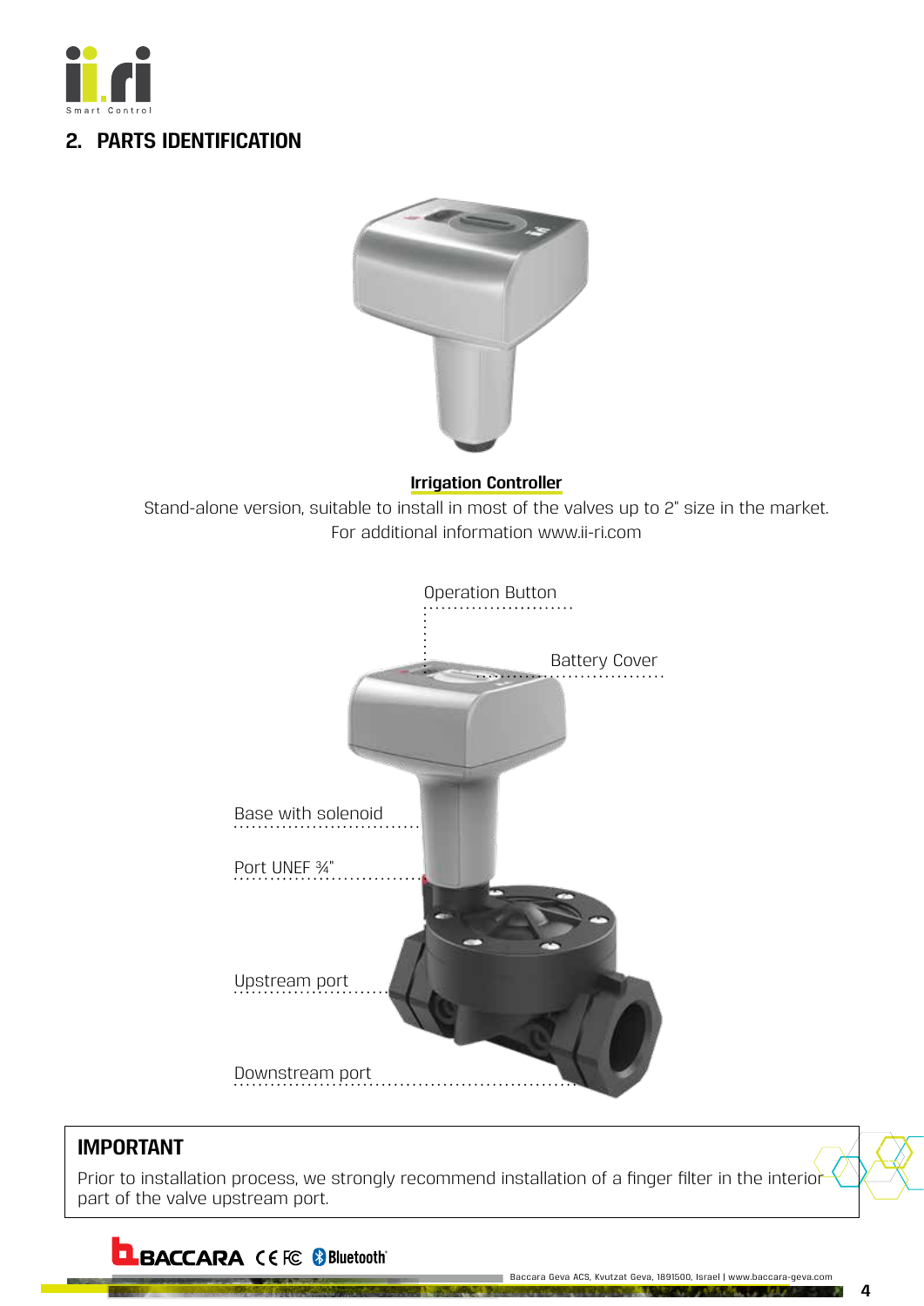## 2. PARTS IDENTIFICATION

**Irrigation Controller**

Stand-alone version, suitable to install in most of the valves up to 2" size in the market.
For additional information www.ii-ri.com

Operation Button

Battery Cover

Base with solenoid

Port UNEF ¾"

Upstream port

Downstream port

**IMPORTANT**

Prior to installation process, we strongly recommend installation of a finger filter in the interior part of the valve upstream port.

Baccara Geva ACS, Kvutzat Geva, 1891500, Israel | www.baccara-geva.com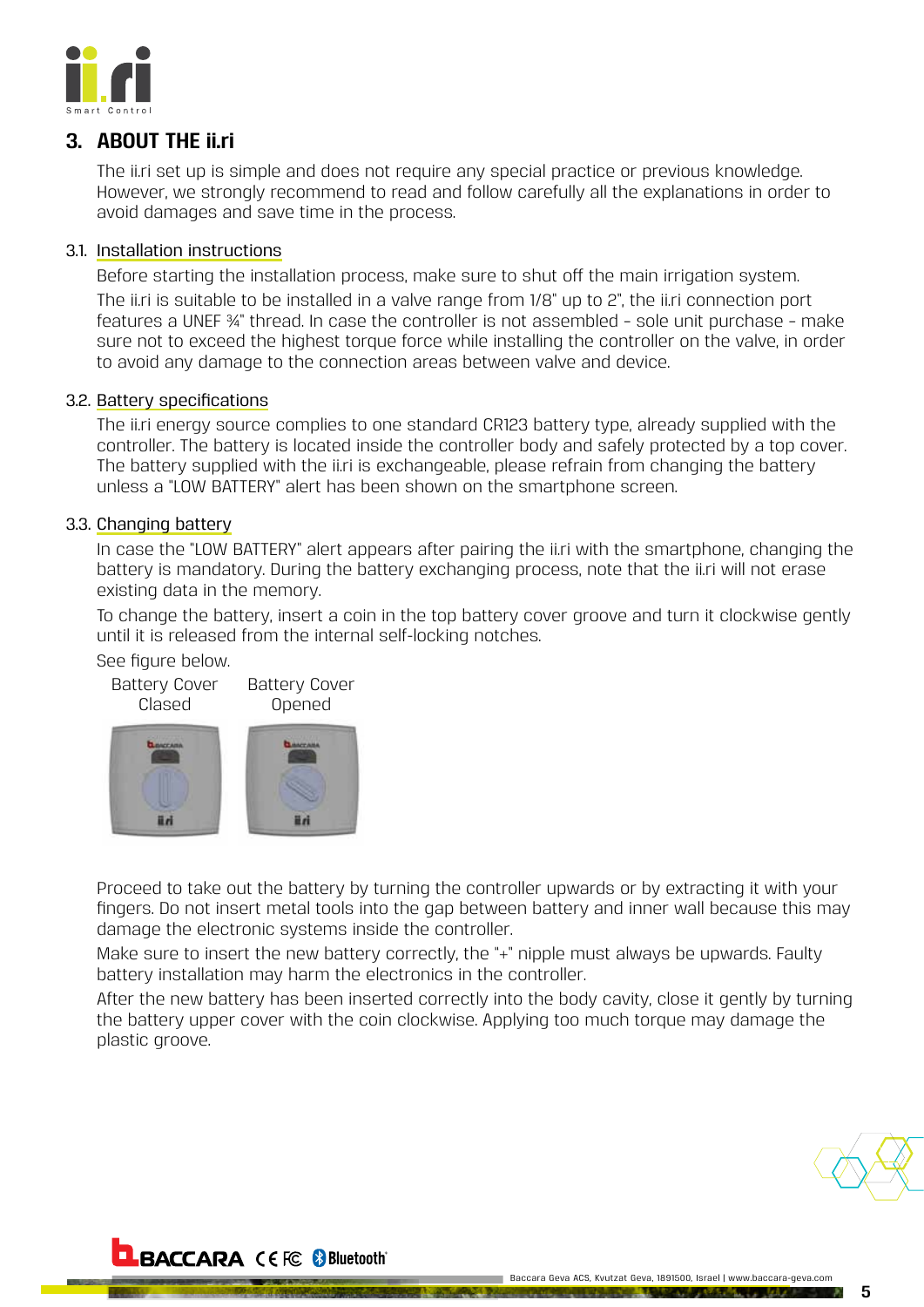## 3. ABOUT THE ii.ri

The ii.ri set up is simple and does not require any special practice or previous knowledge. However, we strongly recommend to read and follow carefully all the explanations in order to avoid damages and save time in the process.

### 3.1. Installation instructions

Before starting the installation process, make sure to shut off the main irrigation system.

The ii.ri is suitable to be installed in a valve range from 1/8" up to 2", the ii.ri connection port features a UNEF ¾" thread. In case the controller is not assembled - sole unit purchase - make sure not to exceed the highest torque force while installing the controller on the valve, in order to avoid any damage to the connection areas between valve and device.

### 3.2. Battery specifications

The ii.ri energy source complies to one standard CR123 battery type, already supplied with the controller. The battery is located inside the controller body and safely protected by a top cover. The battery supplied with the ii.ri is exchangeable, please refrain from changing the battery unless a "LOW BATTERY" alert has been shown on the smartphone screen.

### 3.3. Changing battery

In case the "LOW BATTERY" alert appears after pairing the ii.ri with the smartphone, changing the battery is mandatory. During the battery exchanging process, note that the ii.ri will not erase existing data in the memory.

To change the battery, insert a coin in the top battery cover groove and turn it clockwise gently until it is released from the internal self-locking notches.

See figure below.

Battery Cover Clased

Battery Cover Opened

Proceed to take out the battery by turning the controller upwards or by extracting it with your fingers. Do not insert metal tools into the gap between battery and inner wall because this may damage the electronic systems inside the controller.

Make sure to insert the new battery correctly, the "+" nipple must always be upwards. Faulty battery installation may harm the electronics in the controller.

After the new battery has been inserted correctly into the body cavity, close it gently by turning the battery upper cover with the coin clockwise. Applying too much torque may damage the plastic groove.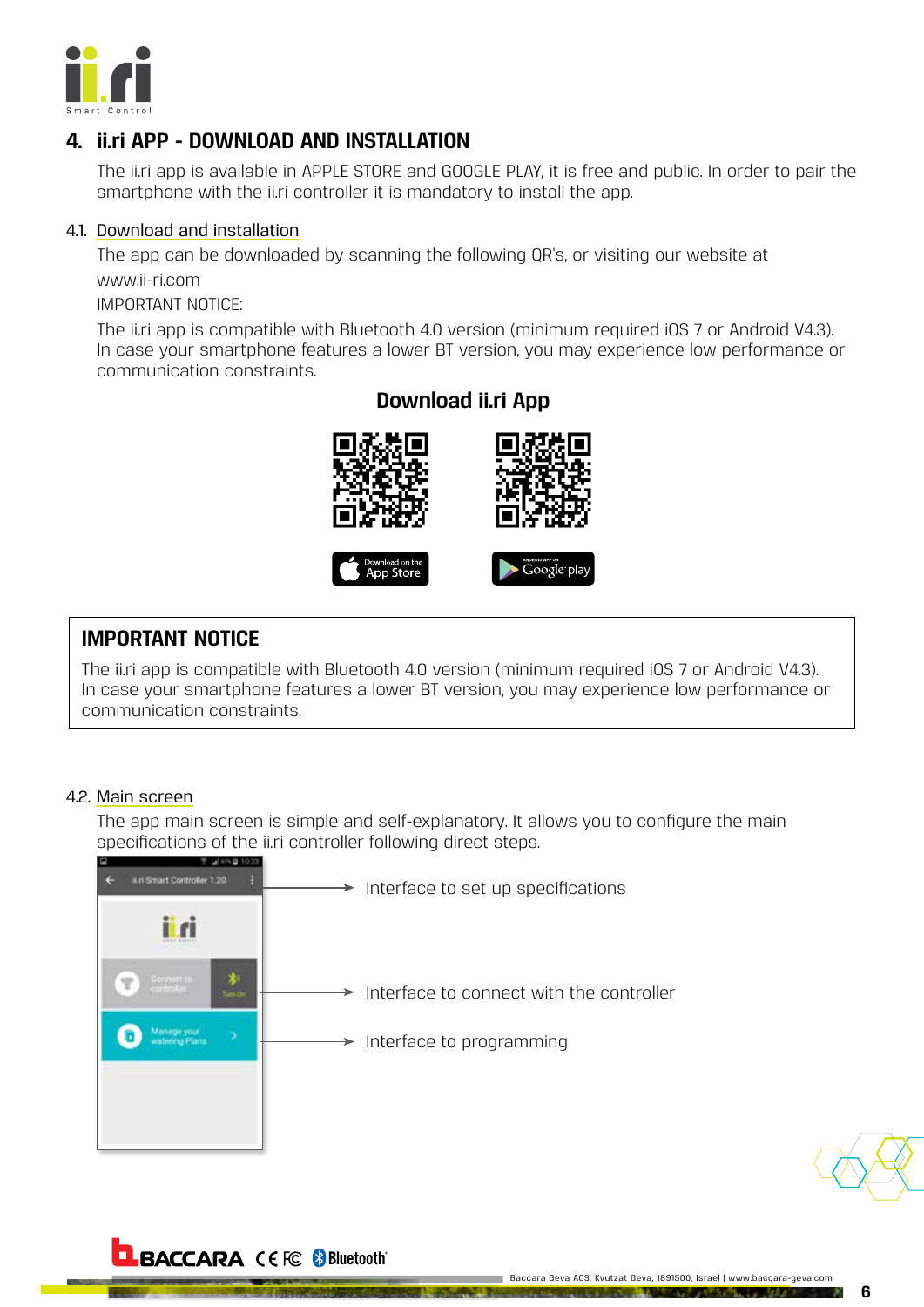## 4. ii.ri APP - DOWNLOAD AND INSTALLATION

The ii.ri app is available in APPLE STORE and GOOGLE PLAY, it is free and public. In order to pair the smartphone with the ii.ri controller it is mandatory to install the app.

### 4.1. Download and installation

The app can be downloaded by scanning the following QR's, or visiting our website at www.ii-ri.com

IMPORTANT NOTICE:

The ii.ri app is compatible with Bluetooth 4.0 version (minimum required iOS 7 or Android V4.3). In case your smartphone features a lower BT version, you may experience low performance or communication constraints.

**Download ii.ri App**

Download on the App Store | Android app on Google play

> **IMPORTANT NOTICE**
>
> The ii.ri app is compatible with Bluetooth 4.0 version (minimum required iOS 7 or Android V4.3). In case your smartphone features a lower BT version, you may experience low performance or communication constraints.

### 4.2. Main screen

The app main screen is simple and self-explanatory. It allows you to configure the main specifications of the ii.ri controller following direct steps.

- Interface to set up specifications
- Interface to connect with the controller
- Interface to programming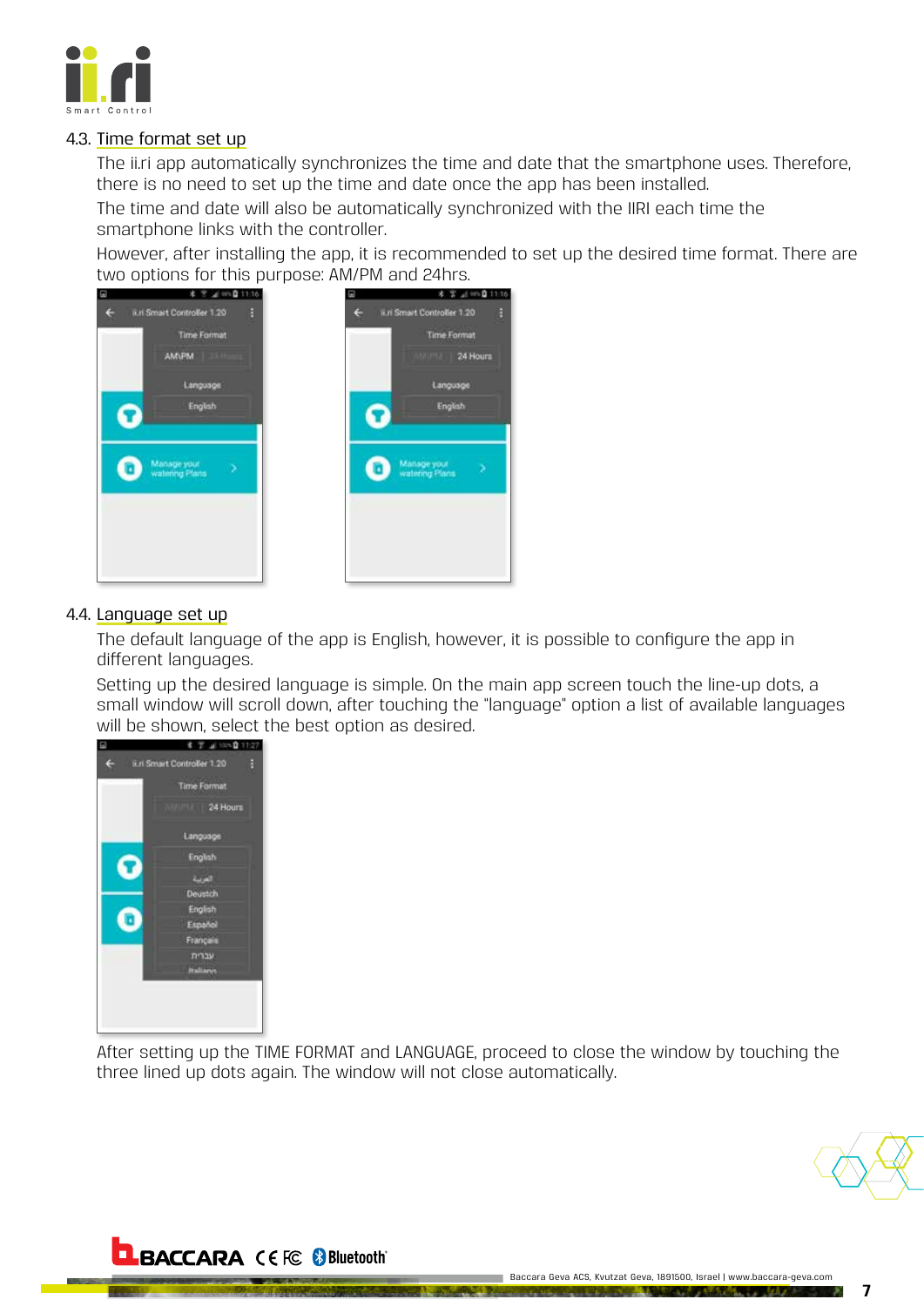## 4.3. Time format set up

The ii.ri app automatically synchronizes the time and date that the smartphone uses. Therefore, there is no need to set up the time and date once the app has been installed.

The time and date will also be automatically synchronized with the IIRI each time the smartphone links with the controller.

However, after installing the app, it is recommended to set up the desired time format. There are two options for this purpose: AM/PM and 24hrs.

## 4.4. Language set up

The default language of the app is English, however, it is possible to configure the app in different languages.

Setting up the desired language is simple. On the main app screen touch the line-up dots, a small window will scroll down, after touching the "language" option a list of available languages will be shown, select the best option as desired.

After setting up the TIME FORMAT and LANGUAGE, proceed to close the window by touching the three lined up dots again. The window will not close automatically.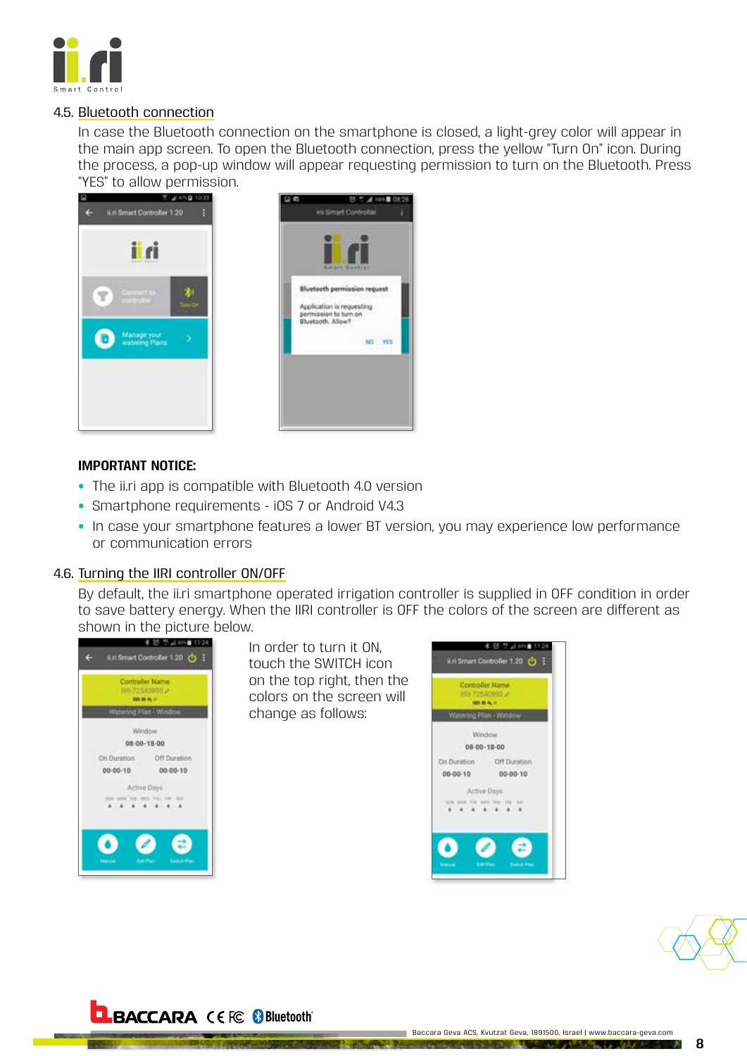## 4.5. Bluetooth connection

In case the Bluetooth connection on the smartphone is closed, a light-grey color will appear in the main app screen. To open the Bluetooth connection, press the yellow "Turn On" icon. During the process, a pop-up window will appear requesting permission to turn on the Bluetooth. Press "YES" to allow permission.

**IMPORTANT NOTICE:**

- The ii.ri app is compatible with Bluetooth 4.0 version
- Smartphone requirements - iOS 7 or Android V4.3
- In case your smartphone features a lower BT version, you may experience low performance or communication errors

## 4.6. Turning the IIRI controller ON/OFF

By default, the ii.ri smartphone operated irrigation controller is supplied in OFF condition in order to save battery energy. When the IIRI controller is OFF the colors of the screen are different as shown in the picture below.

In order to turn it ON, touch the SWITCH icon on the top right, then the colors on the screen will change as follows: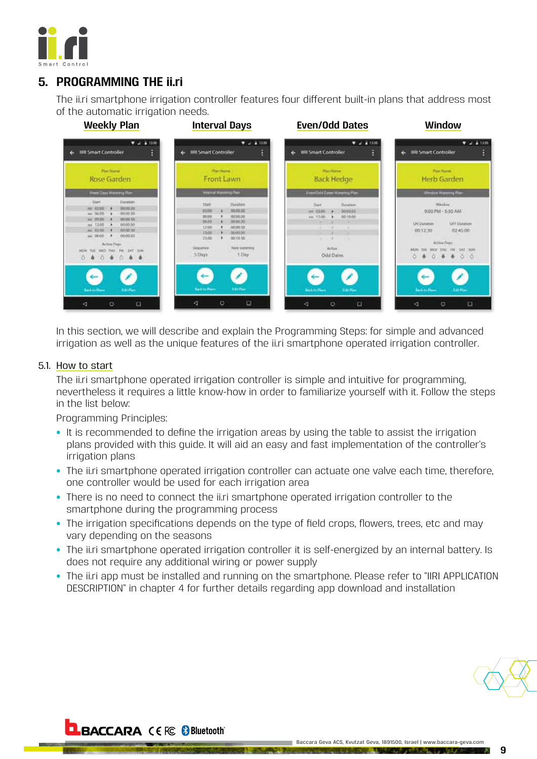## 5. PROGRAMMING THE ii.ri

The ii.ri smartphone irrigation controller features four different built-in plans that address most of the automatic irrigation needs.

**Weekly Plan** | **Interval Days** | **Even/Odd Dates** | **Window**

In this section, we will describe and explain the Programming Steps: for simple and advanced irrigation as well as the unique features of the ii.ri smartphone operated irrigation controller.

### 5.1. How to start

The ii.ri smartphone operated irrigation controller is simple and intuitive for programming, nevertheless it requires a little know-how in order to familiarize yourself with it. Follow the steps in the list below:

Programming Principles:

- It is recommended to define the irrigation areas by using the table to assist the irrigation plans provided with this guide. It will aid an easy and fast implementation of the controller's irrigation plans
- The ii.ri smartphone operated irrigation controller can actuate one valve each time, therefore, one controller would be used for each irrigation area
- There is no need to connect the ii.ri smartphone operated irrigation controller to the smartphone during the programming process
- The irrigation specifications depends on the type of field crops, flowers, trees, etc and may vary depending on the seasons
- The ii.ri smartphone operated irrigation controller it is self-energized by an internal battery. Is does not require any additional wiring or power supply
- The ii.ri app must be installed and running on the smartphone. Please refer to "IIRI APPLICATION DESCRIPTION" in chapter 4 for further details regarding app download and installation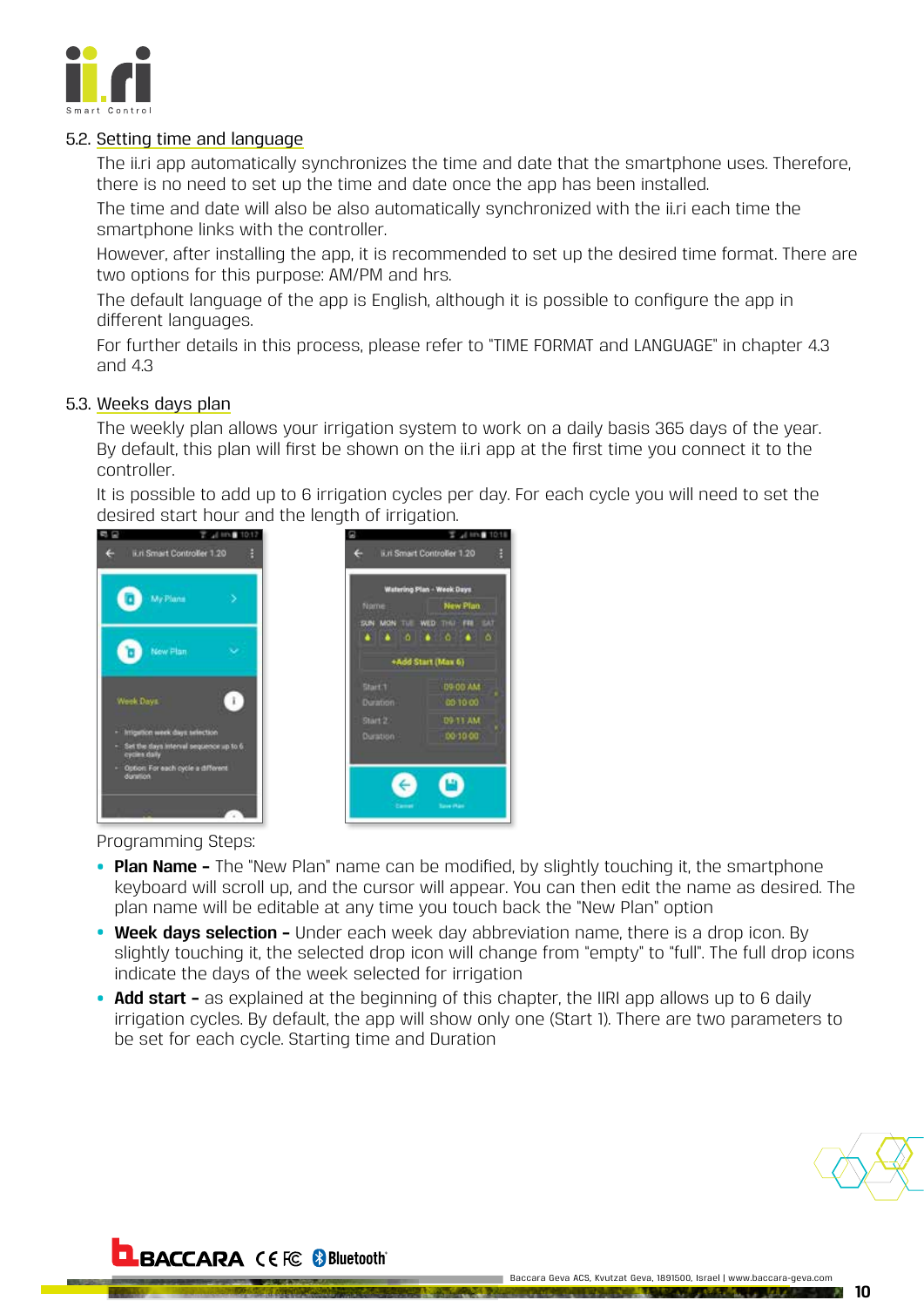## 5.2. Setting time and language

The ii.ri app automatically synchronizes the time and date that the smartphone uses. Therefore, there is no need to set up the time and date once the app has been installed.

The time and date will also be also automatically synchronized with the ii.ri each time the smartphone links with the controller.

However, after installing the app, it is recommended to set up the desired time format. There are two options for this purpose: AM/PM and hrs.

The default language of the app is English, although it is possible to configure the app in different languages.

For further details in this process, please refer to "TIME FORMAT and LANGUAGE" in chapter 4.3 and 4.3

## 5.3. Weeks days plan

The weekly plan allows your irrigation system to work on a daily basis 365 days of the year. By default, this plan will first be shown on the ii.ri app at the first time you connect it to the controller.

It is possible to add up to 6 irrigation cycles per day. For each cycle you will need to set the desired start hour and the length of irrigation.

Programming Steps:

- **Plan Name –** The "New Plan" name can be modified, by slightly touching it, the smartphone keyboard will scroll up, and the cursor will appear. You can then edit the name as desired. The plan name will be editable at any time you touch back the "New Plan" option
- **Week days selection –** Under each week day abbreviation name, there is a drop icon. By slightly touching it, the selected drop icon will change from "empty" to "full". The full drop icons indicate the days of the week selected for irrigation
- **Add start –** as explained at the beginning of this chapter, the IIRI app allows up to 6 daily irrigation cycles. By default, the app will show only one (Start 1). There are two parameters to be set for each cycle. Starting time and Duration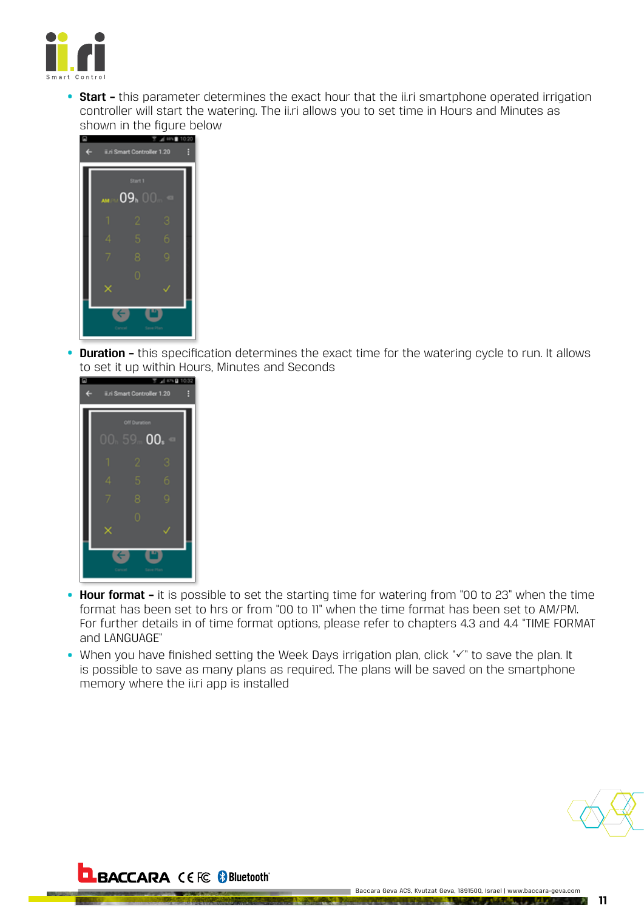- **Start –** this parameter determines the exact hour that the ii.ri smartphone operated irrigation controller will start the watering. The ii.ri allows you to set time in Hours and Minutes as shown in the figure below

- **Duration –** this specification determines the exact time for the watering cycle to run. It allows to set it up within Hours, Minutes and Seconds

- **Hour format –** it is possible to set the starting time for watering from "00 to 23" when the time format has been set to hrs or from "00 to 11" when the time format has been set to AM/PM. For further details in of time format options, please refer to chapters 4.3 and 4.4 "TIME FORMAT and LANGUAGE"
- When you have finished setting the Week Days irrigation plan, click "✓" to save the plan. It is possible to save as many plans as required. The plans will be saved on the smartphone memory where the ii.ri app is installed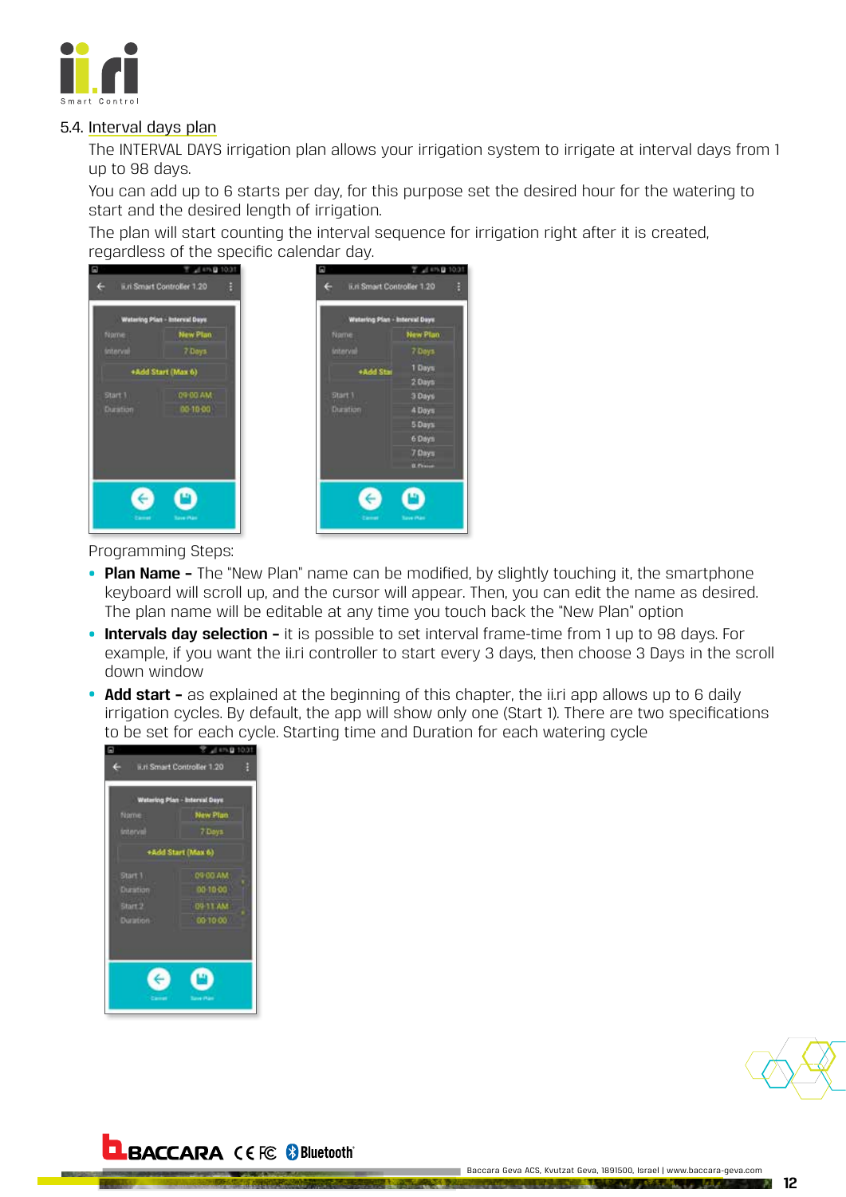## 5.4. Interval days plan

The INTERVAL DAYS irrigation plan allows your irrigation system to irrigate at interval days from 1 up to 98 days.

You can add up to 6 starts per day, for this purpose set the desired hour for the watering to start and the desired length of irrigation.

The plan will start counting the interval sequence for irrigation right after it is created, regardless of the specific calendar day.

Programming Steps:

- **Plan Name –** The "New Plan" name can be modified, by slightly touching it, the smartphone keyboard will scroll up, and the cursor will appear. Then, you can edit the name as desired. The plan name will be editable at any time you touch back the "New Plan" option
- **Intervals day selection –** it is possible to set interval frame-time from 1 up to 98 days. For example, if you want the ii.ri controller to start every 3 days, then choose 3 Days in the scroll down window
- **Add start –** as explained at the beginning of this chapter, the ii.ri app allows up to 6 daily irrigation cycles. By default, the app will show only one (Start 1). There are two specifications to be set for each cycle. Starting time and Duration for each watering cycle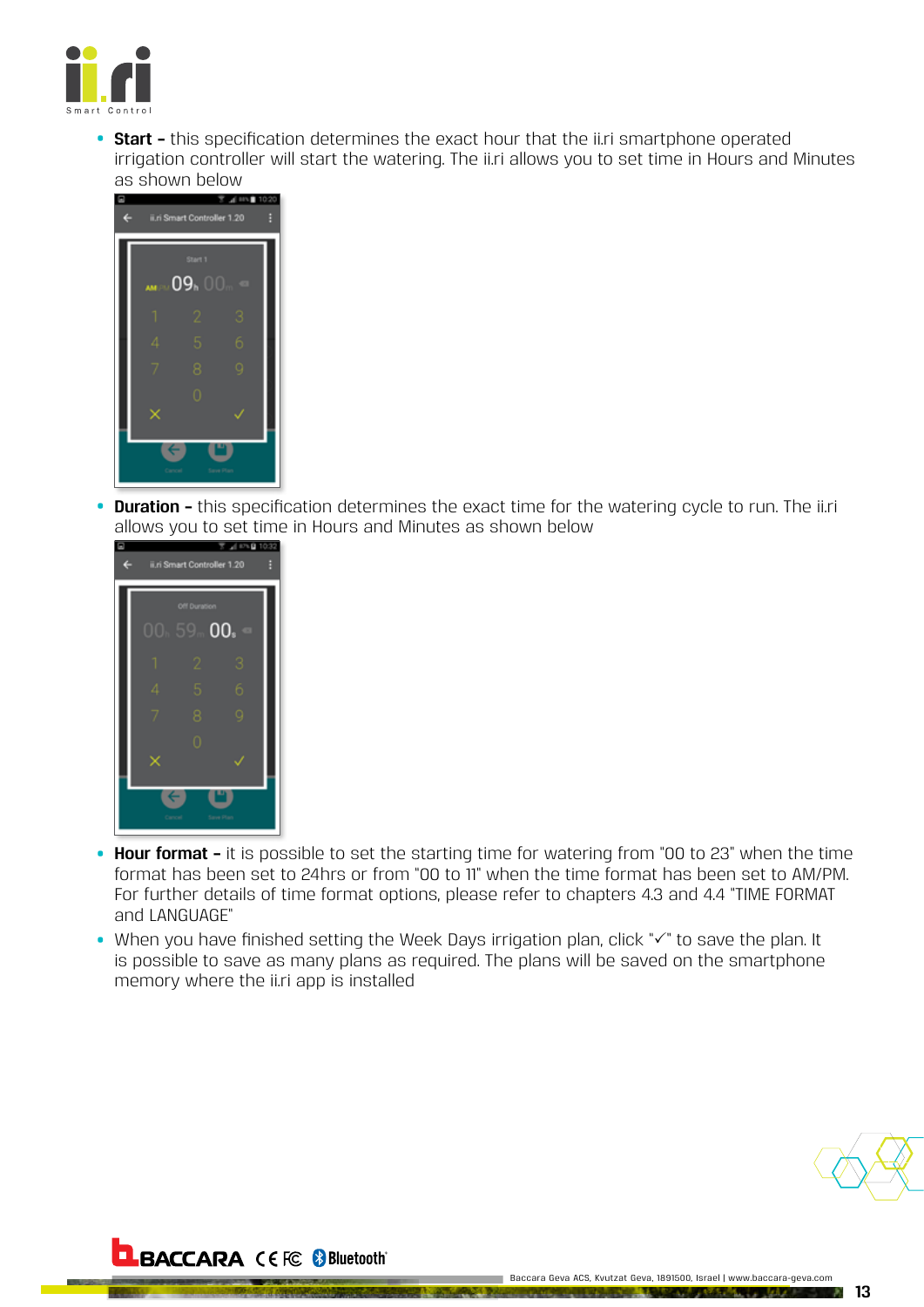- **Start –** this specification determines the exact hour that the ii.ri smartphone operated irrigation controller will start the watering. The ii.ri allows you to set time in Hours and Minutes as shown below

- **Duration –** this specification determines the exact time for the watering cycle to run. The ii.ri allows you to set time in Hours and Minutes as shown below

- **Hour format –** it is possible to set the starting time for watering from "00 to 23" when the time format has been set to 24hrs or from "00 to 11" when the time format has been set to AM/PM. For further details of time format options, please refer to chapters 4.3 and 4.4 "TIME FORMAT and LANGUAGE"
- When you have finished setting the Week Days irrigation plan, click "✓" to save the plan. It is possible to save as many plans as required. The plans will be saved on the smartphone memory where the ii.ri app is installed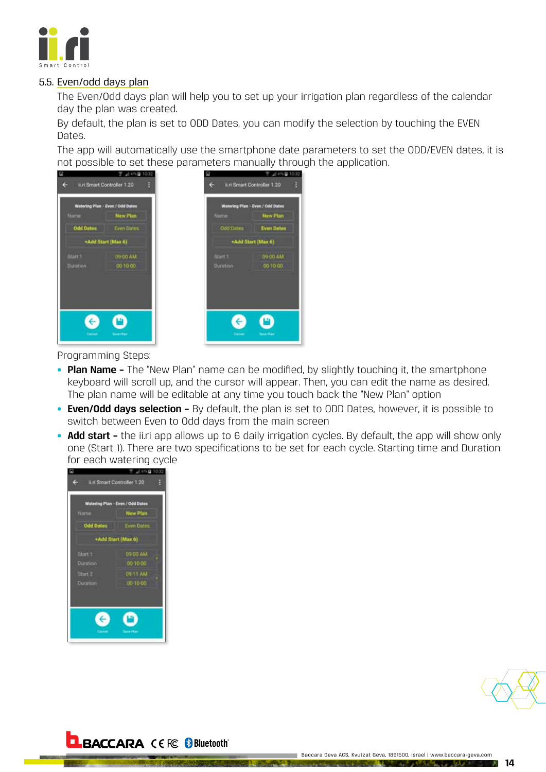## 5.5. Even/odd days plan

The Even/Odd days plan will help you to set up your irrigation plan regardless of the calendar day the plan was created.

By default, the plan is set to ODD Dates, you can modify the selection by touching the EVEN Dates.

The app will automatically use the smartphone date parameters to set the ODD/EVEN dates, it is not possible to set these parameters manually through the application.

Programming Steps:

- **Plan Name –** The "New Plan" name can be modified, by slightly touching it, the smartphone keyboard will scroll up, and the cursor will appear. Then, you can edit the name as desired. The plan name will be editable at any time you touch back the "New Plan" option
- **Even/Odd days selection –** By default, the plan is set to ODD Dates, however, it is possible to switch between Even to Odd days from the main screen
- **Add start –** the ii.ri app allows up to 6 daily irrigation cycles. By default, the app will show only one (Start 1). There are two specifications to be set for each cycle. Starting time and Duration for each watering cycle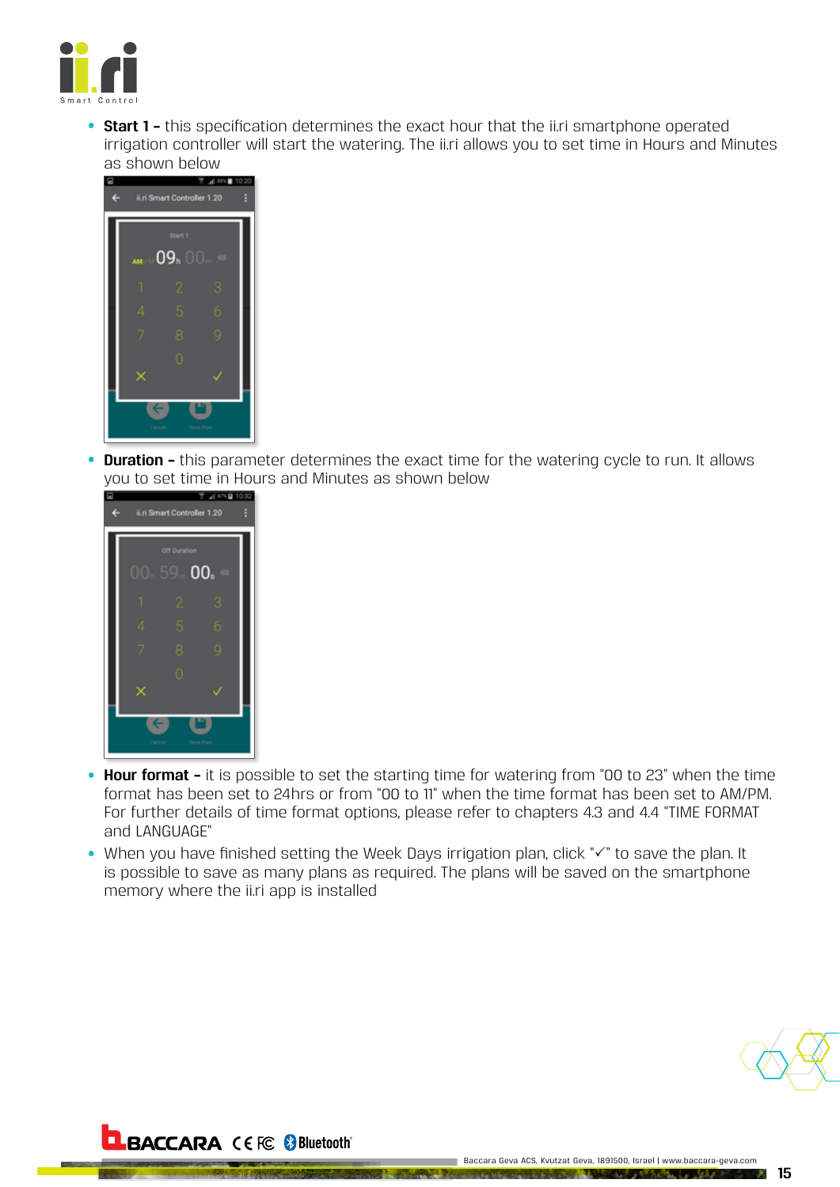- **Start 1 –** this specification determines the exact hour that the ii.ri smartphone operated irrigation controller will start the watering. The ii.ri allows you to set time in Hours and Minutes as shown below

- **Duration –** this parameter determines the exact time for the watering cycle to run. It allows you to set time in Hours and Minutes as shown below

- **Hour format –** it is possible to set the starting time for watering from "00 to 23" when the time format has been set to 24hrs or from "00 to 11" when the time format has been set to AM/PM. For further details of time format options, please refer to chapters 4.3 and 4.4 "TIME FORMAT and LANGUAGE"
- When you have finished setting the Week Days irrigation plan, click "✓" to save the plan. It is possible to save as many plans as required. The plans will be saved on the smartphone memory where the ii.ri app is installed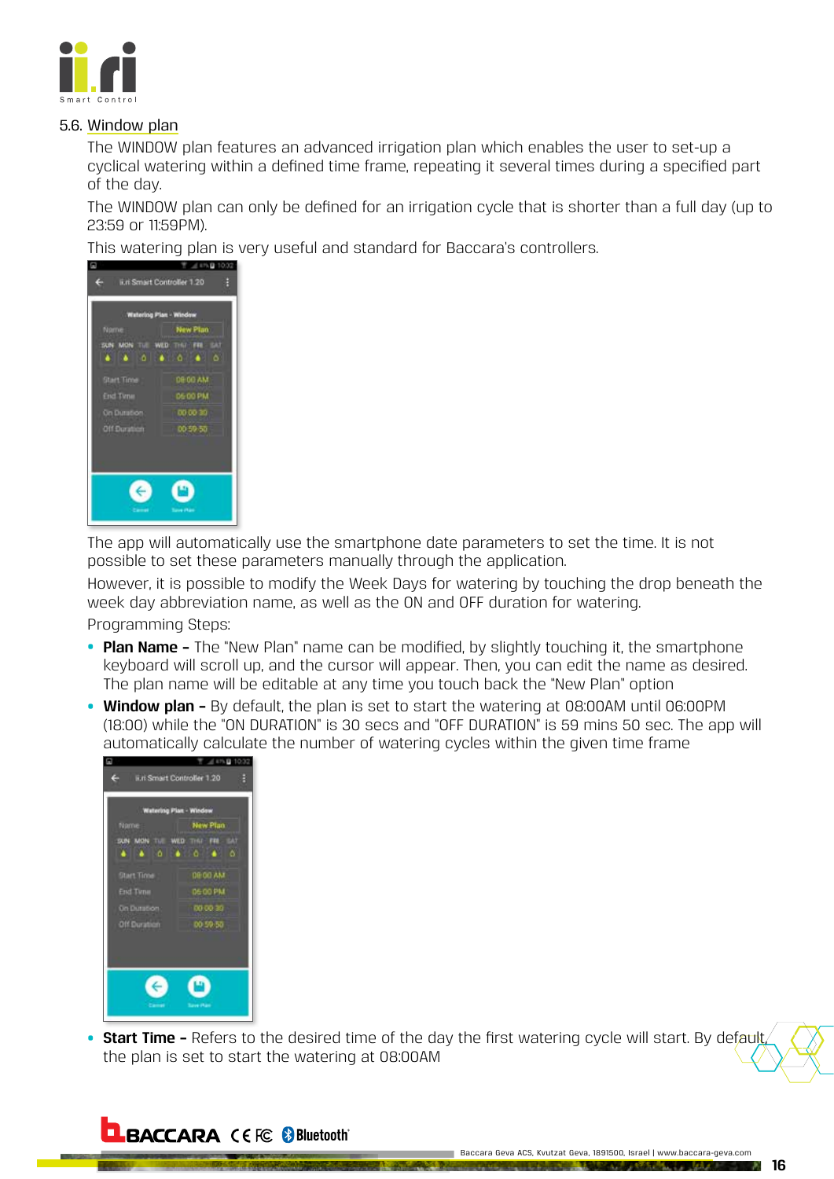## 5.6. Window plan

The WINDOW plan features an advanced irrigation plan which enables the user to set-up a cyclical watering within a defined time frame, repeating it several times during a specified part of the day.

The WINDOW plan can only be defined for an irrigation cycle that is shorter than a full day (up to 23:59 or 11:59PM).

This watering plan is very useful and standard for Baccara's controllers.

The app will automatically use the smartphone date parameters to set the time. It is not possible to set these parameters manually through the application.

However, it is possible to modify the Week Days for watering by touching the drop beneath the week day abbreviation name, as well as the ON and OFF duration for watering.

Programming Steps:

- **Plan Name -** The "New Plan" name can be modified, by slightly touching it, the smartphone keyboard will scroll up, and the cursor will appear. Then, you can edit the name as desired. The plan name will be editable at any time you touch back the "New Plan" option
- **Window plan -** By default, the plan is set to start the watering at 08:00AM until 06:00PM (18:00) while the "ON DURATION" is 30 secs and "OFF DURATION" is 59 mins 50 sec. The app will automatically calculate the number of watering cycles within the given time frame
- **Start Time -** Refers to the desired time of the day the first watering cycle will start. By default, the plan is set to start the watering at 08:00AM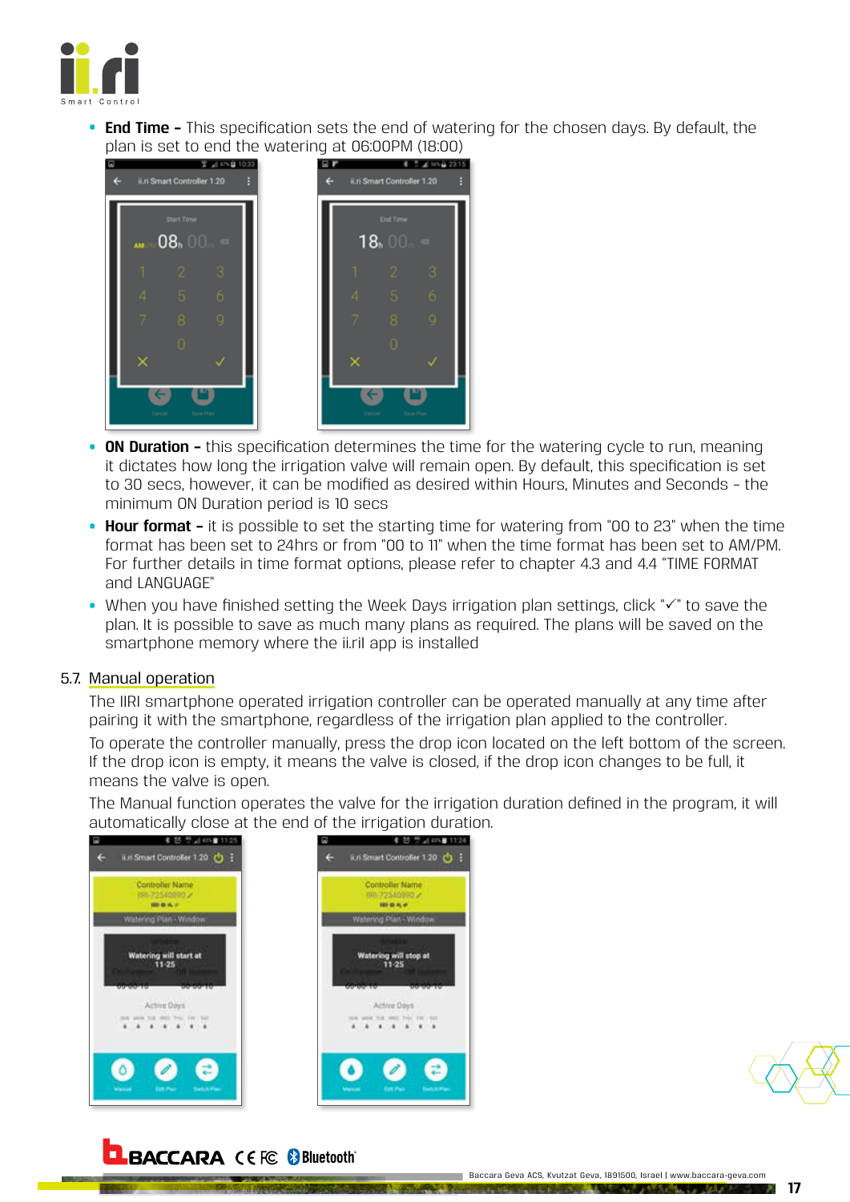- **End Time –** This specification sets the end of watering for the chosen days. By default, the plan is set to end the watering at 06:00PM (18:00)
- **ON Duration –** this specification determines the time for the watering cycle to run, meaning it dictates how long the irrigation valve will remain open. By default, this specification is set to 30 secs, however, it can be modified as desired within Hours, Minutes and Seconds - the minimum ON Duration period is 10 secs
- **Hour format –** it is possible to set the starting time for watering from "00 to 23" when the time format has been set to 24hrs or from "00 to 11" when the time format has been set to AM/PM. For further details in time format options, please refer to chapter 4.3 and 4.4 "TIME FORMAT and LANGUAGE"
- When you have finished setting the Week Days irrigation plan settings, click "✓" to save the plan. It is possible to save as much many plans as required. The plans will be saved on the smartphone memory where the ii.ril app is installed

## 5.7. Manual operation

The IIRI smartphone operated irrigation controller can be operated manually at any time after pairing it with the smartphone, regardless of the irrigation plan applied to the controller.

To operate the controller manually, press the drop icon located on the left bottom of the screen. If the drop icon is empty, it means the valve is closed, if the drop icon changes to be full, it means the valve is open.

The Manual function operates the valve for the irrigation duration defined in the program, it will automatically close at the end of the irrigation duration.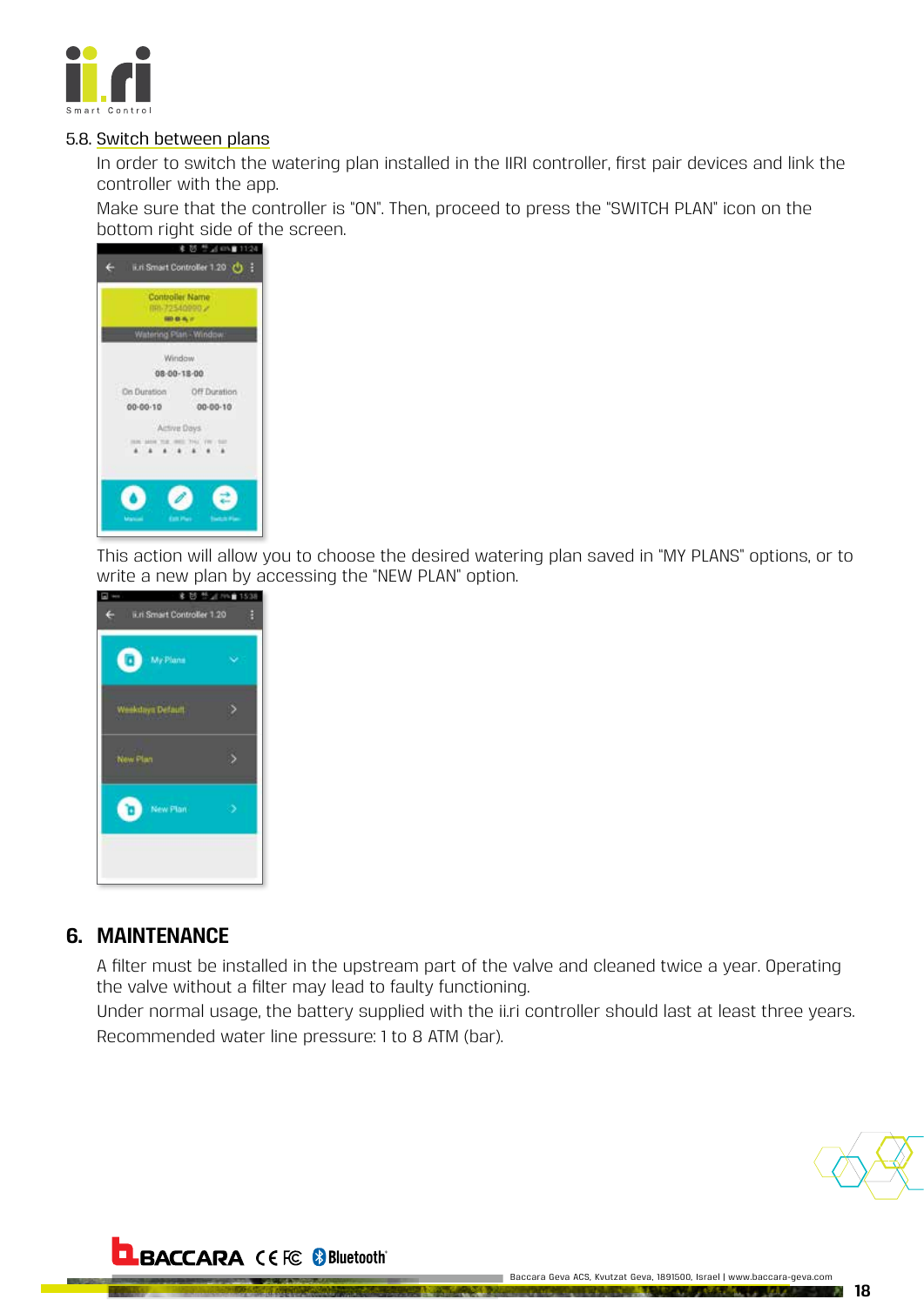### 5.8. Switch between plans

In order to switch the watering plan installed in the IIRI controller, first pair devices and link the controller with the app.

Make sure that the controller is "ON". Then, proceed to press the "SWITCH PLAN" icon on the bottom right side of the screen.

This action will allow you to choose the desired watering plan saved in "MY PLANS" options, or to write a new plan by accessing the "NEW PLAN" option.

## 6. MAINTENANCE

A filter must be installed in the upstream part of the valve and cleaned twice a year. Operating the valve without a filter may lead to faulty functioning.

Under normal usage, the battery supplied with the ii.ri controller should last at least three years.

Recommended water line pressure: 1 to 8 ATM (bar).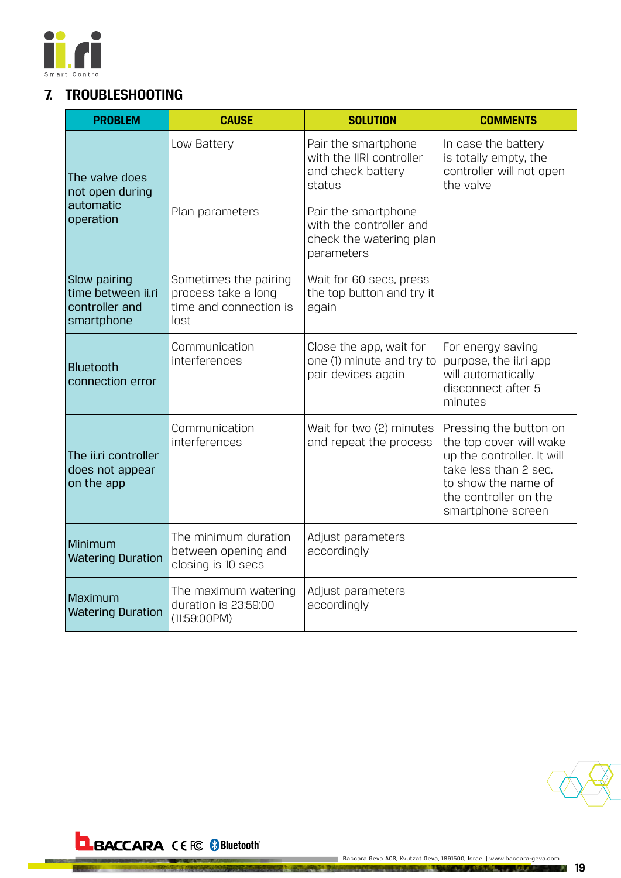## 7. TROUBLESHOOTING

| PROBLEM | CAUSE | SOLUTION | COMMENTS |
|---|---|---|---|
| The valve does not open during automatic operation | Low Battery | Pair the smartphone with the IIRI controller and check battery status | In case the battery is totally empty, the controller will not open the valve |
| | Plan parameters | Pair the smartphone with the controller and check the watering plan parameters | |
| Slow pairing time between ii.ri controller and smartphone | Sometimes the pairing process take a long time and connection is lost | Wait for 60 secs, press the top button and try it again | |
| Bluetooth connection error | Communication interferences | Close the app, wait for one (1) minute and try to pair devices again | For energy saving purpose, the ii.ri app will automatically disconnect after 5 minutes |
| The ii.ri controller does not appear on the app | Communication interferences | Wait for two (2) minutes and repeat the process | Pressing the button on the top cover will wake up the controller. It will take less than 2 sec. to show the name of the controller on the smartphone screen |
| Minimum Watering Duration | The minimum duration between opening and closing is 10 secs | Adjust parameters accordingly | |
| Maximum Watering Duration | The maximum watering duration is 23:59:00 (11:59:00PM) | Adjust parameters accordingly | |

Baccara Geva ACS, Kvutzat Geva, 1891500, Israel | www.baccara-geva.com